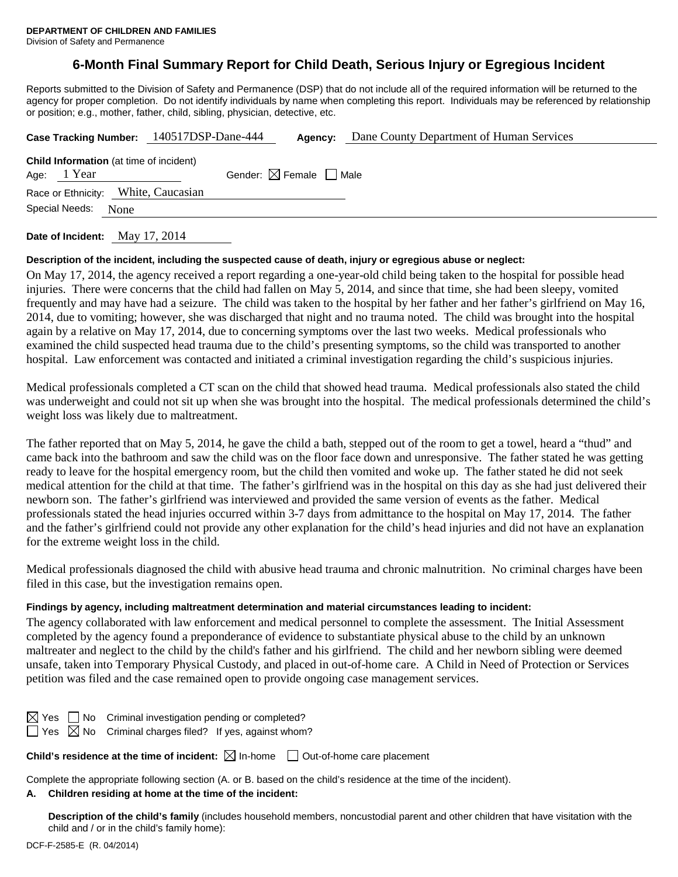**DEPARTMENT OF CHILDREN AND FAMILIES**
Division of Safety and Permanence

# 6-Month Final Summary Report for Child Death, Serious Injury or Egregious Incident

Reports submitted to the Division of Safety and Permanence (DSP) that do not include all of the required information will be returned to the agency for proper completion. Do not identify individuals by name when completing this report. Individuals may be referenced by relationship or position; e.g., mother, father, child, sibling, physician, detective, etc.

**Case Tracking Number:** 140517DSP-Dane-444 **Agency:** Dane County Department of Human Services

**Child Information** (at time of incident)
Age: 1 Year Gender: ☒ Female ☐ Male
Race or Ethnicity: White, Caucasian
Special Needs: None

**Date of Incident:** May 17, 2014

**Description of the incident, including the suspected cause of death, injury or egregious abuse or neglect:**

On May 17, 2014, the agency received a report regarding a one-year-old child being taken to the hospital for possible head injuries. There were concerns that the child had fallen on May 5, 2014, and since that time, she had been sleepy, vomited frequently and may have had a seizure. The child was taken to the hospital by her father and her father's girlfriend on May 16, 2014, due to vomiting; however, she was discharged that night and no trauma noted. The child was brought into the hospital again by a relative on May 17, 2014, due to concerning symptoms over the last two weeks. Medical professionals who examined the child suspected head trauma due to the child's presenting symptoms, so the child was transported to another hospital. Law enforcement was contacted and initiated a criminal investigation regarding the child's suspicious injuries.

Medical professionals completed a CT scan on the child that showed head trauma. Medical professionals also stated the child was underweight and could not sit up when she was brought into the hospital. The medical professionals determined the child's weight loss was likely due to maltreatment.

The father reported that on May 5, 2014, he gave the child a bath, stepped out of the room to get a towel, heard a "thud" and came back into the bathroom and saw the child was on the floor face down and unresponsive. The father stated he was getting ready to leave for the hospital emergency room, but the child then vomited and woke up. The father stated he did not seek medical attention for the child at that time. The father's girlfriend was in the hospital on this day as she had just delivered their newborn son. The father's girlfriend was interviewed and provided the same version of events as the father. Medical professionals stated the head injuries occurred within 3-7 days from admittance to the hospital on May 17, 2014. The father and the father's girlfriend could not provide any other explanation for the child's head injuries and did not have an explanation for the extreme weight loss in the child.

Medical professionals diagnosed the child with abusive head trauma and chronic malnutrition. No criminal charges have been filed in this case, but the investigation remains open.

**Findings by agency, including maltreatment determination and material circumstances leading to incident:**

The agency collaborated with law enforcement and medical personnel to complete the assessment. The Initial Assessment completed by the agency found a preponderance of evidence to substantiate physical abuse to the child by an unknown maltreater and neglect to the child by the child's father and his girlfriend. The child and her newborn sibling were deemed unsafe, taken into Temporary Physical Custody, and placed in out-of-home care. A Child in Need of Protection or Services petition was filed and the case remained open to provide ongoing case management services.

☒ Yes ☐ No Criminal investigation pending or completed?
☐ Yes ☒ No Criminal charges filed? If yes, against whom?

**Child's residence at the time of incident:** ☒ In-home ☐ Out-of-home care placement

Complete the appropriate following section (A. or B. based on the child's residence at the time of the incident).

**A. Children residing at home at the time of the incident:**

**Description of the child's family** (includes household members, noncustodial parent and other children that have visitation with the child and / or in the child's family home):

DCF-F-2585-E (R. 04/2014)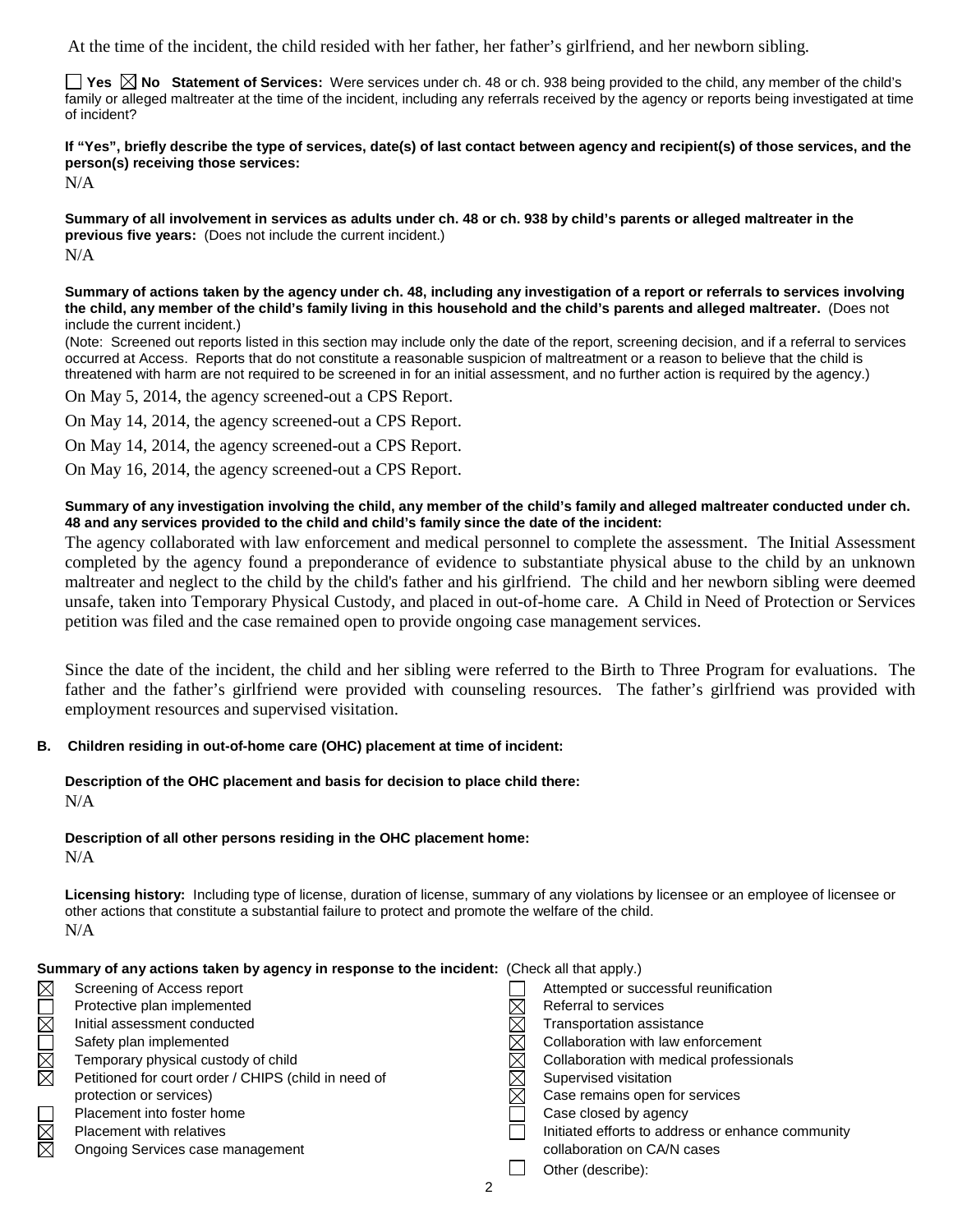At the time of the incident, the child resided with her father, her father's girlfriend, and her newborn sibling.

☐ Yes ☒ No **Statement of Services:** Were services under ch. 48 or ch. 938 being provided to the child, any member of the child's family or alleged maltreater at the time of the incident, including any referrals received by the agency or reports being investigated at time of incident?

**If "Yes", briefly describe the type of services, date(s) of last contact between agency and recipient(s) of those services, and the person(s) receiving those services:**

N/A

**Summary of all involvement in services as adults under ch. 48 or ch. 938 by child's parents or alleged maltreater in the previous five years:** (Does not include the current incident.)

N/A

**Summary of actions taken by the agency under ch. 48, including any investigation of a report or referrals to services involving the child, any member of the child's family living in this household and the child's parents and alleged maltreater.** (Does not include the current incident.)

(Note: Screened out reports listed in this section may include only the date of the report, screening decision, and if a referral to services occurred at Access. Reports that do not constitute a reasonable suspicion of maltreatment or a reason to believe that the child is threatened with harm are not required to be screened in for an initial assessment, and no further action is required by the agency.)

On May 5, 2014, the agency screened-out a CPS Report.

On May 14, 2014, the agency screened-out a CPS Report.

On May 14, 2014, the agency screened-out a CPS Report.

On May 16, 2014, the agency screened-out a CPS Report.

**Summary of any investigation involving the child, any member of the child's family and alleged maltreater conducted under ch. 48 and any services provided to the child and child's family since the date of the incident:**

The agency collaborated with law enforcement and medical personnel to complete the assessment. The Initial Assessment completed by the agency found a preponderance of evidence to substantiate physical abuse to the child by an unknown maltreater and neglect to the child by the child's father and his girlfriend. The child and her newborn sibling were deemed unsafe, taken into Temporary Physical Custody, and placed in out-of-home care. A Child in Need of Protection or Services petition was filed and the case remained open to provide ongoing case management services.

Since the date of the incident, the child and her sibling were referred to the Birth to Three Program for evaluations. The father and the father's girlfriend were provided with counseling resources. The father's girlfriend was provided with employment resources and supervised visitation.

**B. Children residing in out-of-home care (OHC) placement at time of incident:**

**Description of the OHC placement and basis for decision to place child there:**

N/A

**Description of all other persons residing in the OHC placement home:**

N/A

**Licensing history:** Including type of license, duration of license, summary of any violations by licensee or an employee of licensee or other actions that constitute a substantial failure to protect and promote the welfare of the child.

N/A

**Summary of any actions taken by agency in response to the incident:** (Check all that apply.)

- ☒ Screening of Access report
- ☐ Protective plan implemented
- ☒ Initial assessment conducted
- ☐ Safety plan implemented
- ☒ Temporary physical custody of child
- ☒ Petitioned for court order / CHIPS (child in need of protection or services)
- ☐ Placement into foster home
- ☒ Placement with relatives
- ☒ Ongoing Services case management
- ☐ Attempted or successful reunification
- ☒ Referral to services
- ☒ Transportation assistance
- ☒ Collaboration with law enforcement
- ☒ Collaboration with medical professionals
- ☒ Supervised visitation
- ☒ Case remains open for services
- ☐ Case closed by agency
- ☐ Initiated efforts to address or enhance community collaboration on CA/N cases
- ☐ Other (describe):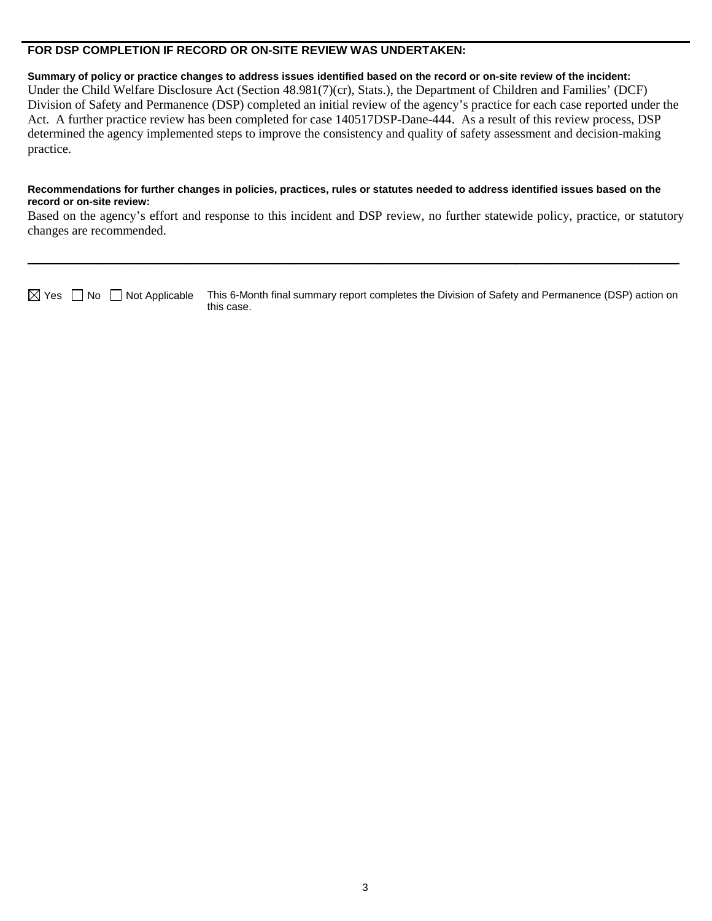**FOR DSP COMPLETION IF RECORD OR ON-SITE REVIEW WAS UNDERTAKEN:**

**Summary of policy or practice changes to address issues identified based on the record or on-site review of the incident:**

Under the Child Welfare Disclosure Act (Section 48.981(7)(cr), Stats.), the Department of Children and Families' (DCF) Division of Safety and Permanence (DSP) completed an initial review of the agency's practice for each case reported under the Act. A further practice review has been completed for case 140517DSP-Dane-444. As a result of this review process, DSP determined the agency implemented steps to improve the consistency and quality of safety assessment and decision-making practice.

**Recommendations for further changes in policies, practices, rules or statutes needed to address identified issues based on the record or on-site review:**

Based on the agency's effort and response to this incident and DSP review, no further statewide policy, practice, or statutory changes are recommended.

---

☒ Yes ☐ No ☐ Not Applicable This 6-Month final summary report completes the Division of Safety and Permanence (DSP) action on this case.